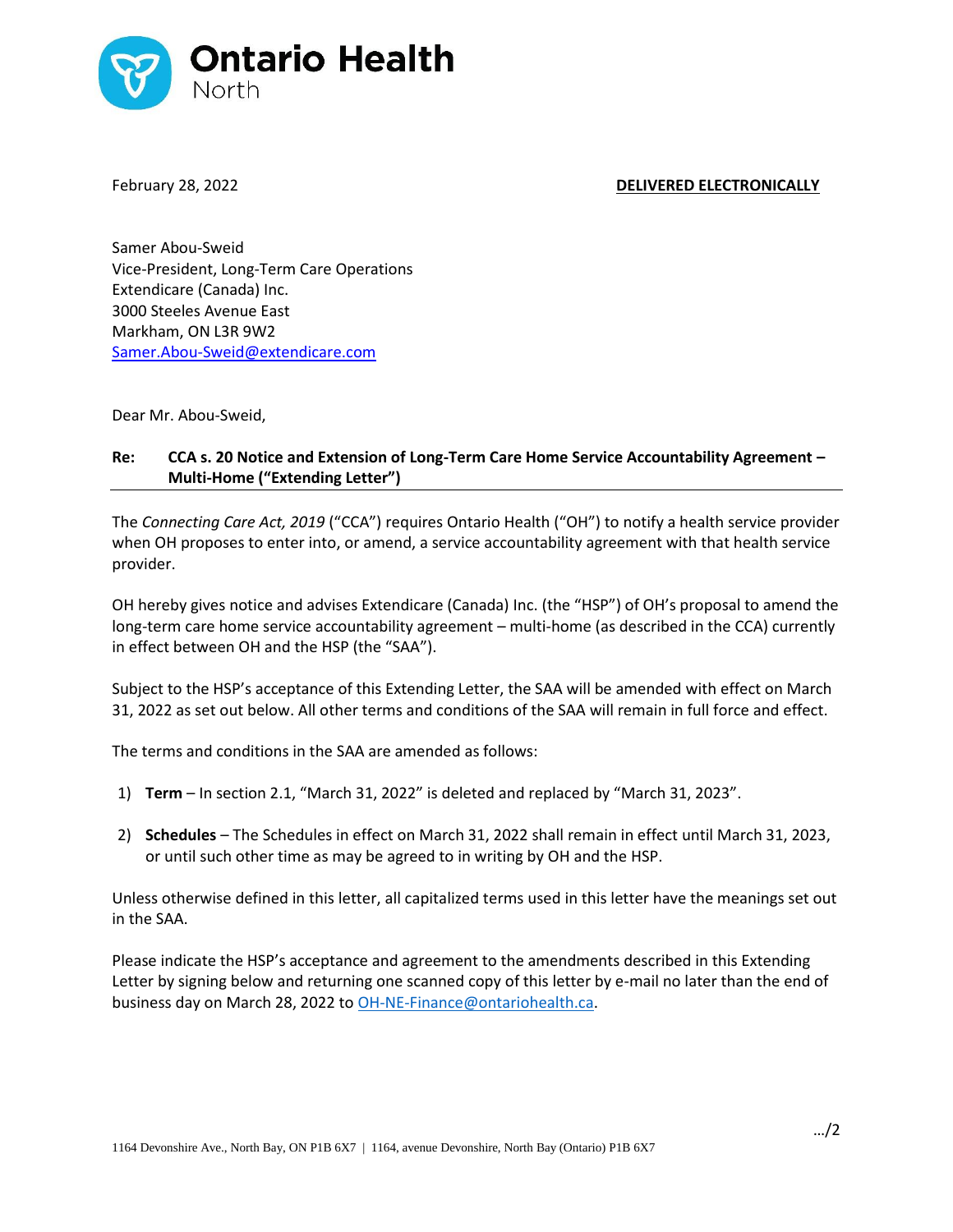**Ontario Health**
North

February 28, 2022 **DELIVERED ELECTRONICALLY**

Samer Abou-Sweid
Vice-President, Long-Term Care Operations
Extendicare (Canada) Inc.
3000 Steeles Avenue East
Markham, ON L3R 9W2
Samer.Abou-Sweid@extendicare.com

Dear Mr. Abou-Sweid,

**Re: CCA s. 20 Notice and Extension of Long-Term Care Home Service Accountability Agreement – Multi-Home ("Extending Letter")**

The *Connecting Care Act, 2019* ("CCA") requires Ontario Health ("OH") to notify a health service provider when OH proposes to enter into, or amend, a service accountability agreement with that health service provider.

OH hereby gives notice and advises Extendicare (Canada) Inc. (the "HSP") of OH's proposal to amend the long-term care home service accountability agreement – multi-home (as described in the CCA) currently in effect between OH and the HSP (the "SAA").

Subject to the HSP's acceptance of this Extending Letter, the SAA will be amended with effect on March 31, 2022 as set out below. All other terms and conditions of the SAA will remain in full force and effect.

The terms and conditions in the SAA are amended as follows:

1) **Term** – In section 2.1, "March 31, 2022" is deleted and replaced by "March 31, 2023".
2) **Schedules** – The Schedules in effect on March 31, 2022 shall remain in effect until March 31, 2023, or until such other time as may be agreed to in writing by OH and the HSP.

Unless otherwise defined in this letter, all capitalized terms used in this letter have the meanings set out in the SAA.

Please indicate the HSP's acceptance and agreement to the amendments described in this Extending Letter by signing below and returning one scanned copy of this letter by e-mail no later than the end of business day on March 28, 2022 to OH-NE-Finance@ontariohealth.ca.

…/2

1164 Devonshire Ave., North Bay, ON P1B 6X7 | 1164, avenue Devonshire, North Bay (Ontario) P1B 6X7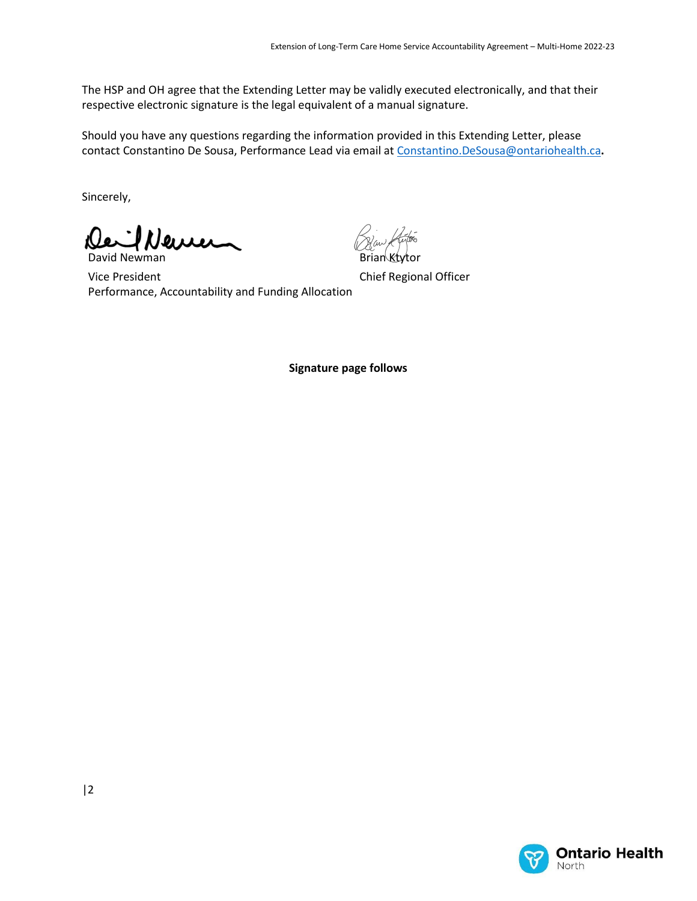The HSP and OH agree that the Extending Letter may be validly executed electronically, and that their respective electronic signature is the legal equivalent of a manual signature.

Should you have any questions regarding the information provided in this Extending Letter, please contact Constantino De Sousa, Performance Lead via email at [Constantino.DeSousa@ontariohealth.ca](mailto:Constantino.DeSousa@ontariohealth.ca).

Sincerely,

David Newman
Vice President
Performance, Accountability and Funding Allocation

Brian Ktytor
Chief Regional Officer

**Signature page follows**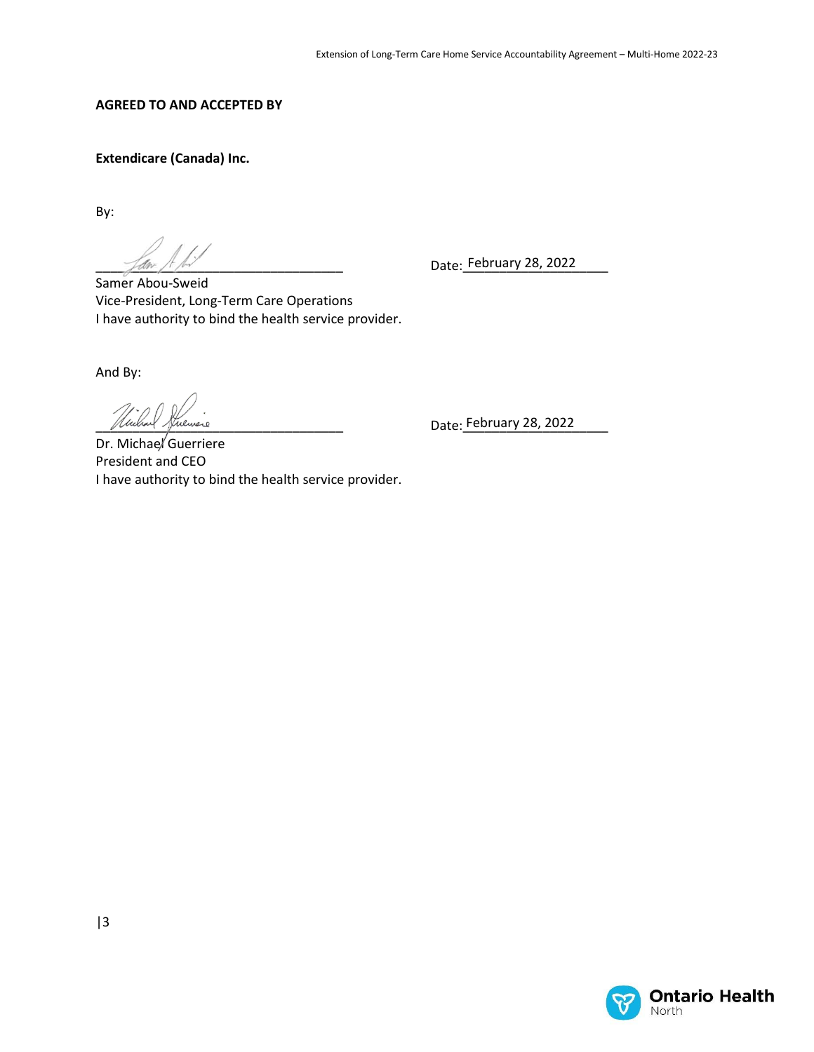**AGREED TO AND ACCEPTED BY**

**Extendicare (Canada) Inc.**

By:

_______________________________ Date: February 28, 2022

Samer Abou-Sweid
Vice-President, Long-Term Care Operations
I have authority to bind the health service provider.

And By:

_______________________________ Date: February 28, 2022

Dr. Michael Guerriere
President and CEO
I have authority to bind the health service provider.